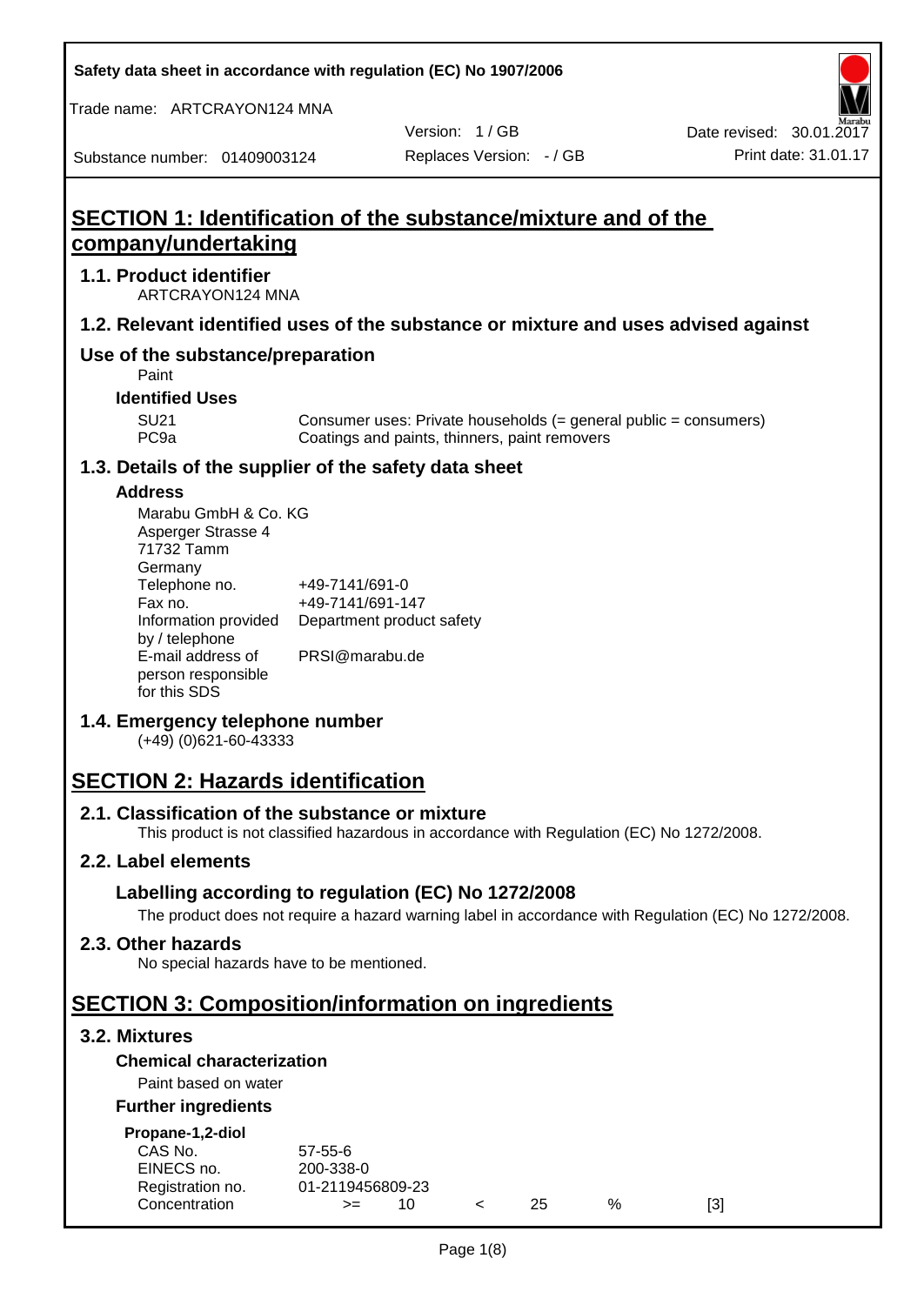Safety data sheet in accordance with regulation (EC) No 1907/2006

Trade name: ARTCRAYON124 MNA

Version: 1 / GB

Date revised: 30.01.2017

Substance number: 01409003124

Replaces Version: - / GB

Print date: 31.01.17

# SECTION 1: Identification of the substance/mixture and of the company/undertaking

## 1.1. Product identifier

ARTCRAYON124 MNA

## 1.2. Relevant identified uses of the substance or mixture and uses advised against

## Use of the substance/preparation

Paint

### Identified Uses

| | |
|---|---|
| SU21 | Consumer uses: Private households (= general public = consumers) |
| PC9a | Coatings and paints, thinners, paint removers |

## 1.3. Details of the supplier of the safety data sheet

### Address

Marabu GmbH & Co. KG
Asperger Strasse 4
71732 Tamm
Germany

| | |
|---|---|
| Telephone no. | +49-7141/691-0 |
| Fax no. | +49-7141/691-147 |
| Information provided by / telephone | Department product safety |
| E-mail address of person responsible for this SDS | PRSI@marabu.de |

## 1.4. Emergency telephone number

(+49) (0)621-60-43333

# SECTION 2: Hazards identification

## 2.1. Classification of the substance or mixture

This product is not classified hazardous in accordance with Regulation (EC) No 1272/2008.

## 2.2. Label elements

### Labelling according to regulation (EC) No 1272/2008

The product does not require a hazard warning label in accordance with Regulation (EC) No 1272/2008.

## 2.3. Other hazards

No special hazards have to be mentioned.

# SECTION 3: Composition/information on ingredients

## 3.2. Mixtures

### Chemical characterization

Paint based on water

### Further ingredients

**Propane-1,2-diol**

| | | | | | | |
|---|---|---|---|---|---|---|
| CAS No. | 57-55-6 | | | | | |
| EINECS no. | 200-338-0 | | | | | |
| Registration no. | 01-2119456809-23 | | | | | |
| Concentration | >= | 10 | < | 25 | % | [3] |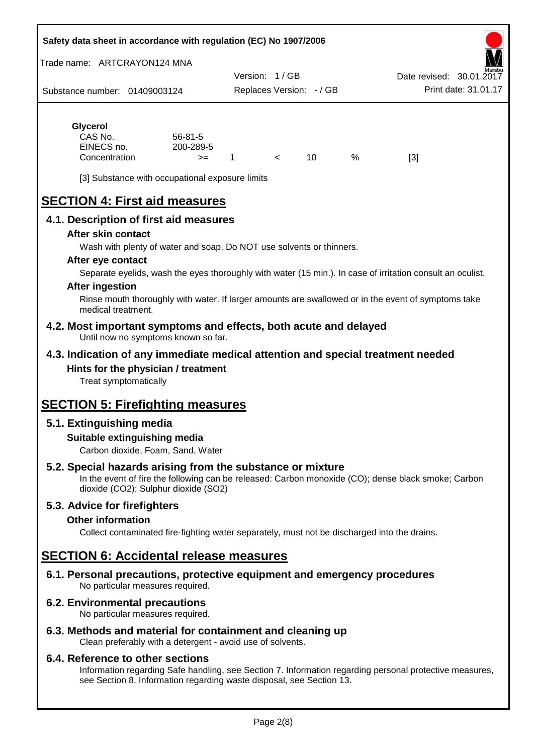**Glycerol**

| | | | | | | |
|---|---|---|---|---|---|---|
| CAS No. | 56-81-5 | | | | | |
| EINECS no. | 200-289-5 | | | | | |
| Concentration | >= | 1 | < | 10 | % | [3] |

[3] Substance with occupational exposure limits

# SECTION 4: First aid measures

## 4.1. Description of first aid measures

### After skin contact

Wash with plenty of water and soap. Do NOT use solvents or thinners.

### After eye contact

Separate eyelids, wash the eyes thoroughly with water (15 min.). In case of irritation consult an oculist.

### After ingestion

Rinse mouth thoroughly with water. If larger amounts are swallowed or in the event of symptoms take medical treatment.

## 4.2. Most important symptoms and effects, both acute and delayed

Until now no symptoms known so far.

## 4.3. Indication of any immediate medical attention and special treatment needed

### Hints for the physician / treatment

Treat symptomatically

# SECTION 5: Firefighting measures

## 5.1. Extinguishing media

### Suitable extinguishing media

Carbon dioxide, Foam, Sand, Water

## 5.2. Special hazards arising from the substance or mixture

In the event of fire the following can be released: Carbon monoxide (CO); dense black smoke; Carbon dioxide ($CO_2$); Sulphur dioxide ($SO_2$)

## 5.3. Advice for firefighters

### Other information

Collect contaminated fire-fighting water separately, must not be discharged into the drains.

# SECTION 6: Accidental release measures

## 6.1. Personal precautions, protective equipment and emergency procedures

No particular measures required.

## 6.2. Environmental precautions

No particular measures required.

## 6.3. Methods and material for containment and cleaning up

Clean preferably with a detergent - avoid use of solvents.

## 6.4. Reference to other sections

Information regarding Safe handling, see Section 7. Information regarding personal protective measures, see Section 8. Information regarding waste disposal, see Section 13.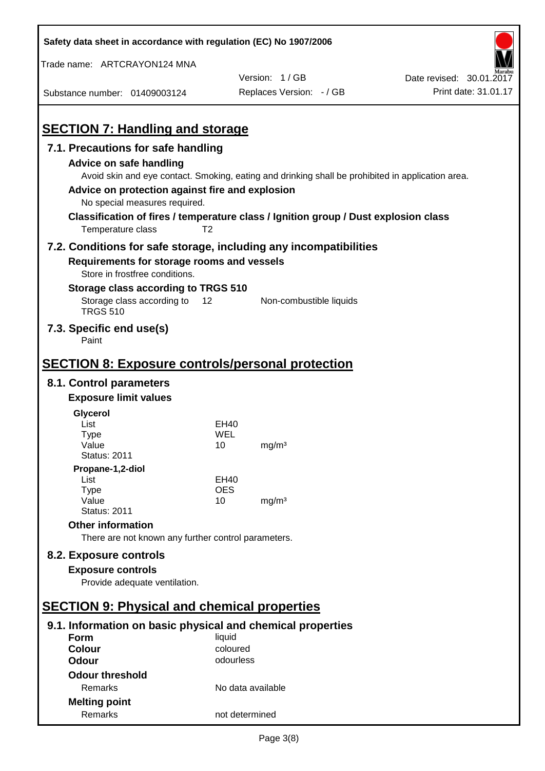## SECTION 7: Handling and storage

### 7.1. Precautions for safe handling

**Advice on safe handling**

Avoid skin and eye contact. Smoking, eating and drinking shall be prohibited in application area.

**Advice on protection against fire and explosion**

No special measures required.

**Classification of fires / temperature class / Ignition group / Dust explosion class**

Temperature class T2

### 7.2. Conditions for safe storage, including any incompatibilities

**Requirements for storage rooms and vessels**

Store in frostfree conditions.

**Storage class according to TRGS 510**

| | | |
|---|---|---|
| Storage class according to TRGS 510 | 12 | Non-combustible liquids |

### 7.3. Specific end use(s)

Paint

## SECTION 8: Exposure controls/personal protection

### 8.1. Control parameters

**Exposure limit values**

**Glycerol**

| | | |
|---|---|---|
| List | EH40 | |
| Type | WEL | |
| Value | 10 | mg/m³ |
| Status: 2011 | | |

**Propane-1,2-diol**

| | | |
|---|---|---|
| List | EH40 | |
| Type | OES | |
| Value | 10 | mg/m³ |
| Status: 2011 | | |

**Other information**

There are not known any further control parameters.

### 8.2. Exposure controls

**Exposure controls**

Provide adequate ventilation.

## SECTION 9: Physical and chemical properties

### 9.1. Information on basic physical and chemical properties

| | |
|---|---|
| **Form** | liquid |
| **Colour** | coloured |
| **Odour** | odourless |
| **Odour threshold** | |
| Remarks | No data available |
| **Melting point** | |
| Remarks | not determined |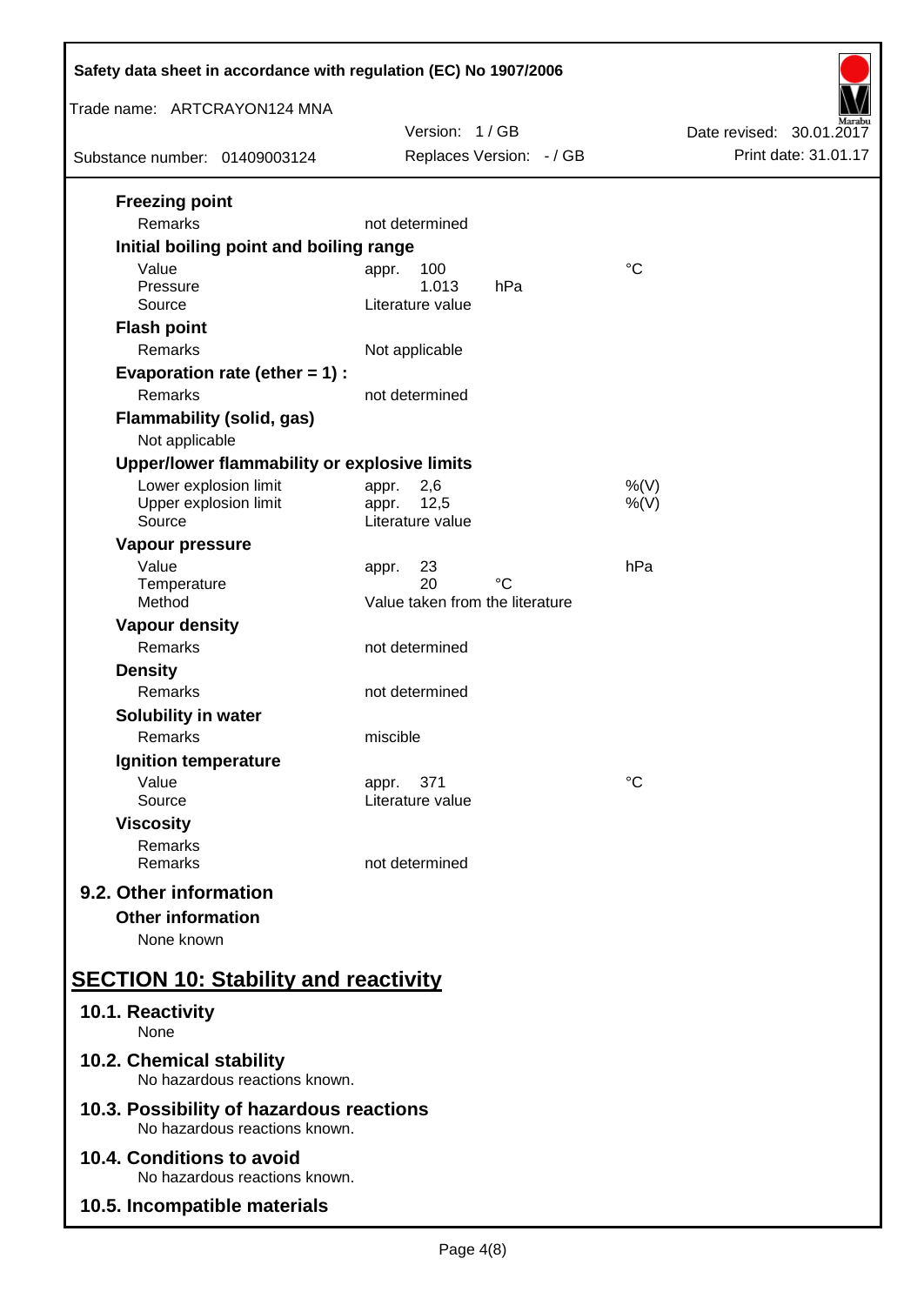### Freezing point

| | | |
|---|---|---|
| Remarks | not determined | |

### Initial boiling point and boiling range

| | | |
|---|---|---|
| Value | appr. 100 | °C |
| Pressure | 1.013 hPa | |
| Source | Literature value | |

### Flash point

| | | |
|---|---|---|
| Remarks | Not applicable | |

### Evaporation rate (ether = 1) :

| | | |
|---|---|---|
| Remarks | not determined | |

### Flammability (solid, gas)

Not applicable

### Upper/lower flammability or explosive limits

| | | |
|---|---|---|
| Lower explosion limit | appr. 2,6 | %(V) |
| Upper explosion limit | appr. 12,5 | %(V) |
| Source | Literature value | |

### Vapour pressure

| | | |
|---|---|---|
| Value | appr. 23 | hPa |
| Temperature | 20 °C | |
| Method | Value taken from the literature | |

### Vapour density

| | | |
|---|---|---|
| Remarks | not determined | |

### Density

| | | |
|---|---|---|
| Remarks | not determined | |

### Solubility in water

| | | |
|---|---|---|
| Remarks | miscible | |

### Ignition temperature

| | | |
|---|---|---|
| Value | appr. 371 | °C |
| Source | Literature value | |

### Viscosity

| | | |
|---|---|---|
| Remarks | | |
| Remarks | not determined | |

## 9.2. Other information

### Other information

None known

# SECTION 10: Stability and reactivity

## 10.1. Reactivity

None

## 10.2. Chemical stability

No hazardous reactions known.

## 10.3. Possibility of hazardous reactions

No hazardous reactions known.

## 10.4. Conditions to avoid

No hazardous reactions known.

## 10.5. Incompatible materials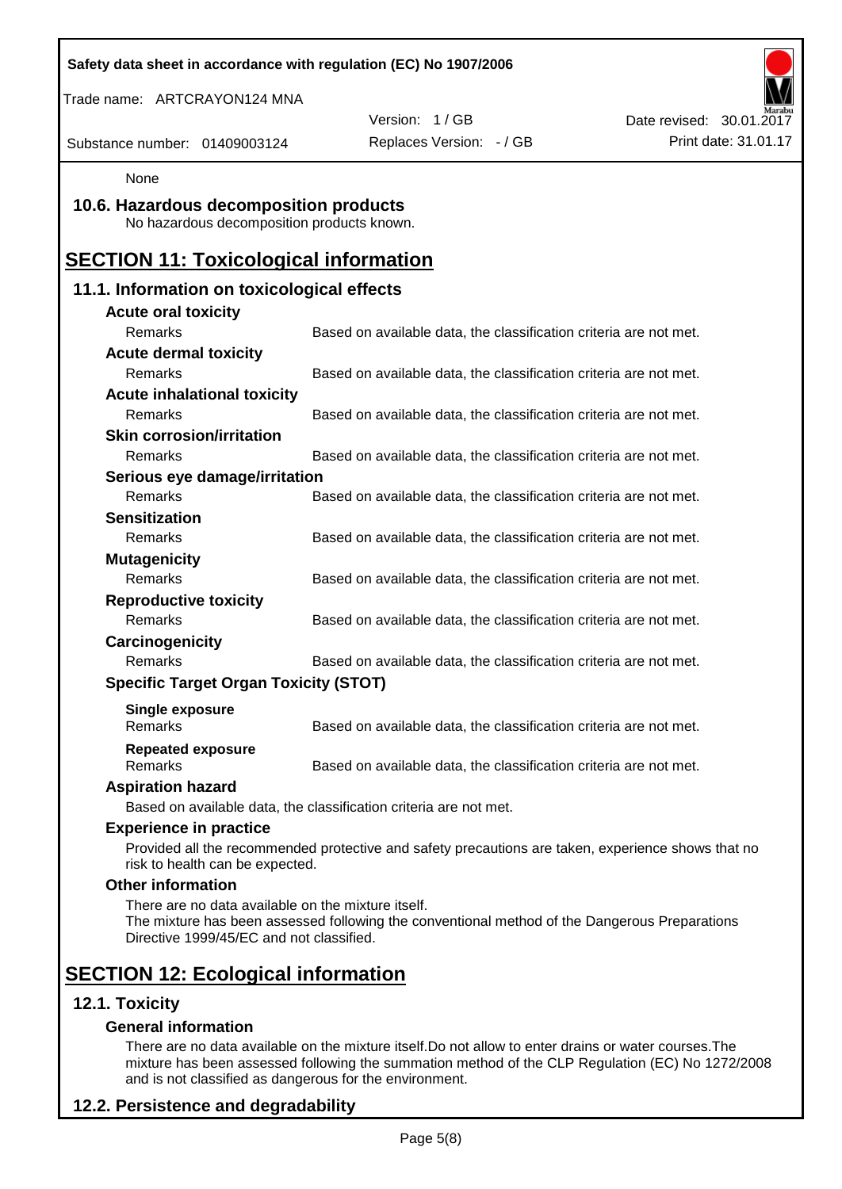None

## 10.6. Hazardous decomposition products

No hazardous decomposition products known.

# SECTION 11: Toxicological information

## 11.1. Information on toxicological effects

**Acute oral toxicity**

| Remarks | Based on available data, the classification criteria are not met. |
|---|---|

**Acute dermal toxicity**

| Remarks | Based on available data, the classification criteria are not met. |
|---|---|

**Acute inhalational toxicity**

| Remarks | Based on available data, the classification criteria are not met. |
|---|---|

**Skin corrosion/irritation**

| Remarks | Based on available data, the classification criteria are not met. |
|---|---|

**Serious eye damage/irritation**

| Remarks | Based on available data, the classification criteria are not met. |
|---|---|

**Sensitization**

| Remarks | Based on available data, the classification criteria are not met. |
|---|---|

**Mutagenicity**

| Remarks | Based on available data, the classification criteria are not met. |
|---|---|

**Reproductive toxicity**

| Remarks | Based on available data, the classification criteria are not met. |
|---|---|

**Carcinogenicity**

| Remarks | Based on available data, the classification criteria are not met. |
|---|---|

**Specific Target Organ Toxicity (STOT)**

**Single exposure**

| Remarks | Based on available data, the classification criteria are not met. |
|---|---|

**Repeated exposure**

| Remarks | Based on available data, the classification criteria are not met. |
|---|---|

**Aspiration hazard**

Based on available data, the classification criteria are not met.

**Experience in practice**

Provided all the recommended protective and safety precautions are taken, experience shows that no risk to health can be expected.

**Other information**

There are no data available on the mixture itself.
The mixture has been assessed following the conventional method of the Dangerous Preparations Directive 1999/45/EC and not classified.

# SECTION 12: Ecological information

## 12.1. Toxicity

**General information**

There are no data available on the mixture itself.Do not allow to enter drains or water courses.The mixture has been assessed following the summation method of the CLP Regulation (EC) No 1272/2008 and is not classified as dangerous for the environment.

## 12.2. Persistence and degradability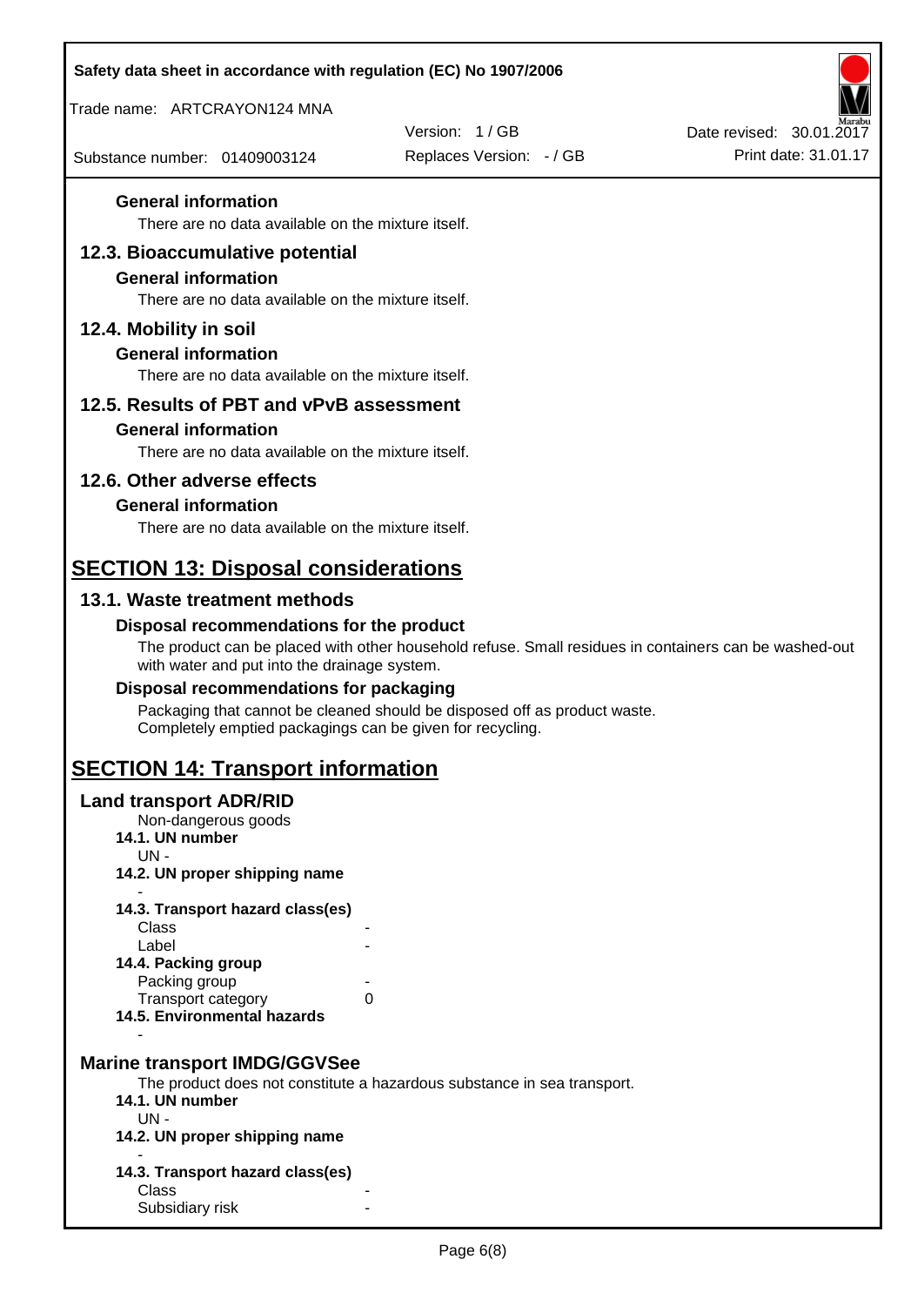### General information

There are no data available on the mixture itself.

## 12.3. Bioaccumulative potential

### General information

There are no data available on the mixture itself.

## 12.4. Mobility in soil

### General information

There are no data available on the mixture itself.

## 12.5. Results of PBT and vPvB assessment

### General information

There are no data available on the mixture itself.

## 12.6. Other adverse effects

### General information

There are no data available on the mixture itself.

# SECTION 13: Disposal considerations

## 13.1. Waste treatment methods

### Disposal recommendations for the product

The product can be placed with other household refuse. Small residues in containers can be washed-out with water and put into the drainage system.

### Disposal recommendations for packaging

Packaging that cannot be cleaned should be disposed off as product waste.
Completely emptied packagings can be given for recycling.

# SECTION 14: Transport information

## Land transport ADR/RID

Non-dangerous goods

**14.1. UN number**

UN -

**14.2. UN proper shipping name**

-

**14.3. Transport hazard class(es)**

| | |
|---|---|
| Class | - |
| Label | - |

**14.4. Packing group**

| | |
|---|---|
| Packing group | - |
| Transport category | 0 |

**14.5. Environmental hazards**

-

## Marine transport IMDG/GGVSee

The product does not constitute a hazardous substance in sea transport.

**14.1. UN number**

UN -

**14.2. UN proper shipping name**

-

**14.3. Transport hazard class(es)**

| | |
|---|---|
| Class | - |
| Subsidiary risk | - |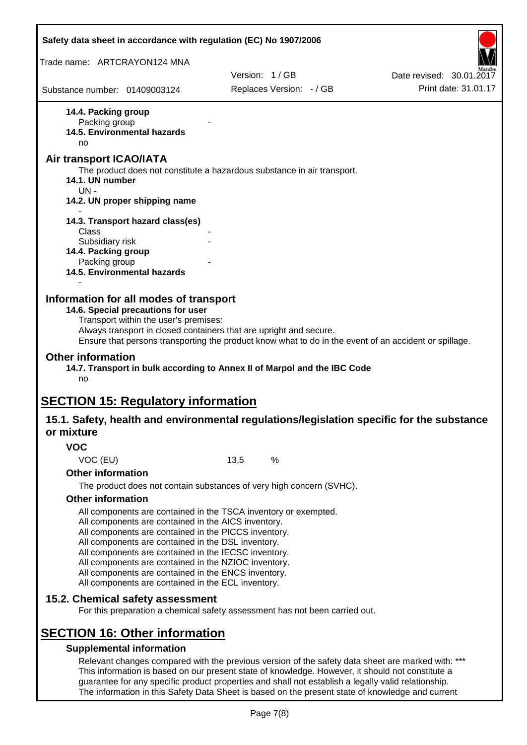**14.4. Packing group**

Packing group -

**14.5. Environmental hazards**

no

## Air transport ICAO/IATA

The product does not constitute a hazardous substance in air transport.

**14.1. UN number**

UN -

**14.2. UN proper shipping name**

-

**14.3. Transport hazard class(es)**

Class -

Subsidiary risk -

**14.4. Packing group**

Packing group -

**14.5. Environmental hazards**

-

## Information for all modes of transport

**14.6. Special precautions for user**

Transport within the user's premises:
Always transport in closed containers that are upright and secure.
Ensure that persons transporting the product know what to do in the event of an accident or spillage.

## Other information

**14.7. Transport in bulk according to Annex II of Marpol and the IBC Code**

no

# SECTION 15: Regulatory information

## 15.1. Safety, health and environmental regulations/legislation specific for the substance or mixture

### VOC

VOC (EU) 13,5 %

### Other information

The product does not contain substances of very high concern (SVHC).

### Other information

All components are contained in the TSCA inventory or exempted.
All components are contained in the AICS inventory.
All components are contained in the PICCS inventory.
All components are contained in the DSL inventory.
All components are contained in the IECSC inventory.
All components are contained in the NZIOC inventory.
All components are contained in the ENCS inventory.
All components are contained in the ECL inventory.

## 15.2. Chemical safety assessment

For this preparation a chemical safety assessment has not been carried out.

# SECTION 16: Other information

### Supplemental information

Relevant changes compared with the previous version of the safety data sheet are marked with: ***
This information is based on our present state of knowledge. However, it should not constitute a guarantee for any specific product properties and shall not establish a legally valid relationship.
The information in this Safety Data Sheet is based on the present state of knowledge and current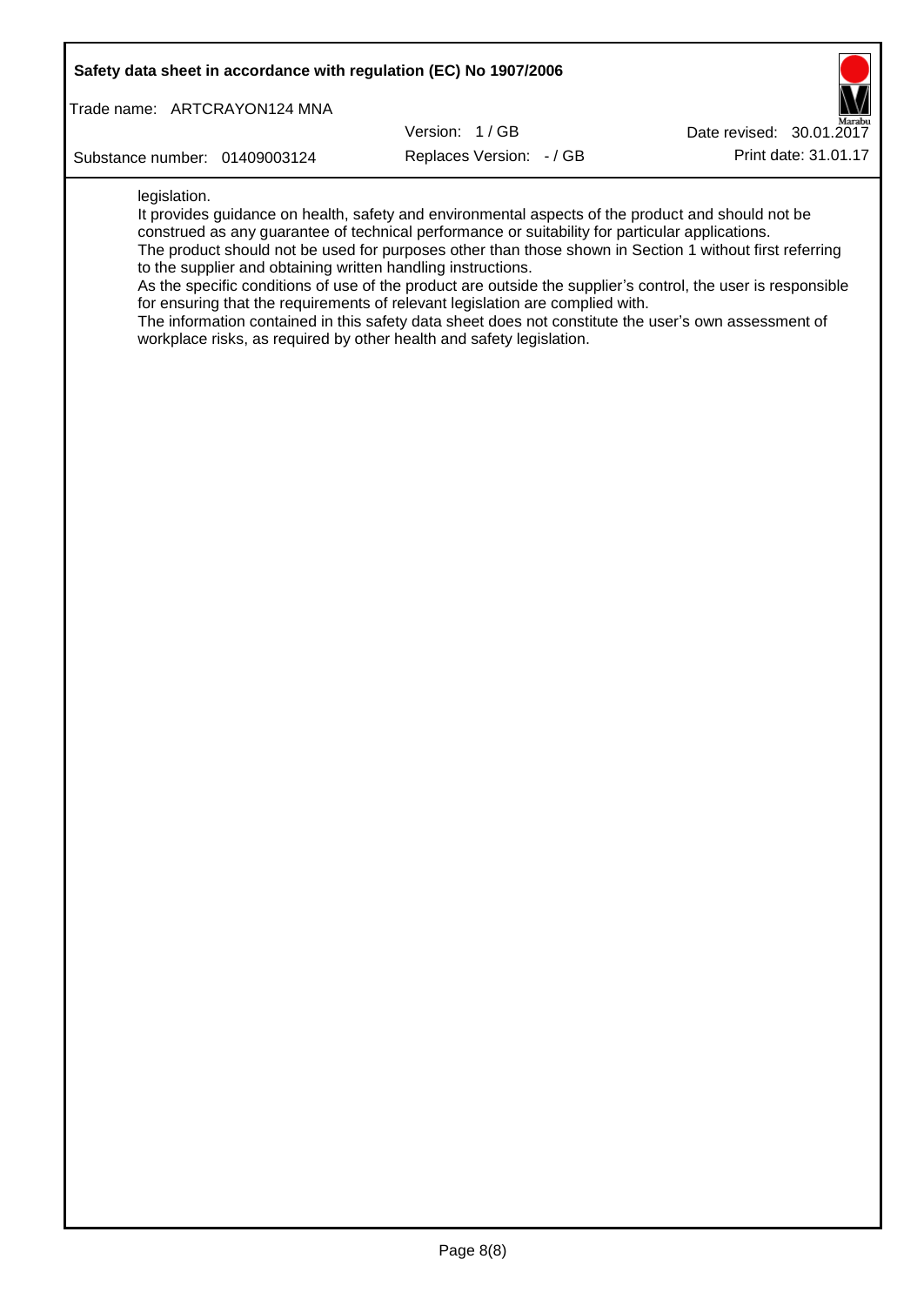legislation.

It provides guidance on health, safety and environmental aspects of the product and should not be construed as any guarantee of technical performance or suitability for particular applications.

The product should not be used for purposes other than those shown in Section 1 without first referring to the supplier and obtaining written handling instructions.

As the specific conditions of use of the product are outside the supplier's control, the user is responsible for ensuring that the requirements of relevant legislation are complied with.

The information contained in this safety data sheet does not constitute the user's own assessment of workplace risks, as required by other health and safety legislation.